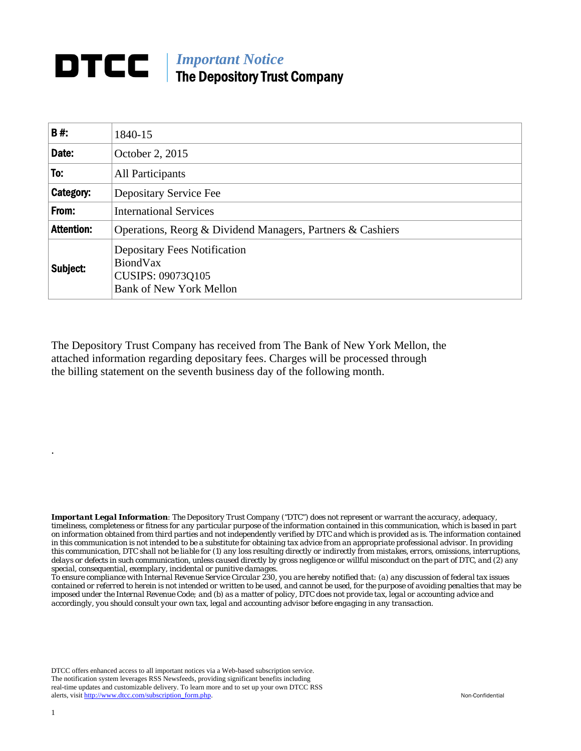# DTCC | *Important Notice* The Depository Trust Company

| **B #:** | 1840-15 |
| --- | --- |
| **Date:** | October 2, 2015 |
| **To:** | All Participants |
| **Category:** | Depositary Service Fee |
| **From:** | International Services |
| **Attention:** | Operations, Reorg & Dividend Managers, Partners & Cashiers |
| **Subject:** | Depositary Fees Notification<br>BiondVax<br>CUSIPS: 09073Q105<br>Bank of New York Mellon |

The Depository Trust Company has received from The Bank of New York Mellon, the attached information regarding depositary fees. Charges will be processed through the billing statement on the seventh business day of the following month.

.

***Important Legal Information**: The Depository Trust Company ("DTC") does not represent or warrant the accuracy, adequacy, timeliness, completeness or fitness for any particular purpose of the information contained in this communication, which is based in part on information obtained from third parties and not independently verified by DTC and which is provided as is. The information contained in this communication is not intended to be a substitute for obtaining tax advice from an appropriate professional advisor. In providing this communication, DTC shall not be liable for (1) any loss resulting directly or indirectly from mistakes, errors, omissions, interruptions, delays or defects in such communication, unless caused directly by gross negligence or willful misconduct on the part of DTC, and (2) any special, consequential, exemplary, incidental or punitive damages.*

*To ensure compliance with Internal Revenue Service Circular 230, you are hereby notified that: (a) any discussion of federal tax issues contained or referred to herein is not intended or written to be used, and cannot be used, for the purpose of avoiding penalties that may be imposed under the Internal Revenue Code; and (b) as a matter of policy, DTC does not provide tax, legal or accounting advice and accordingly, you should consult your own tax, legal and accounting advisor before engaging in any transaction.*

DTCC offers enhanced access to all important notices via a Web-based subscription service. The notification system leverages RSS Newsfeeds, providing significant benefits including real-time updates and customizable delivery. To learn more and to set up your own DTCC RSS alerts, visit http://www.dtcc.com/subscription_form.php.

Non-Confidential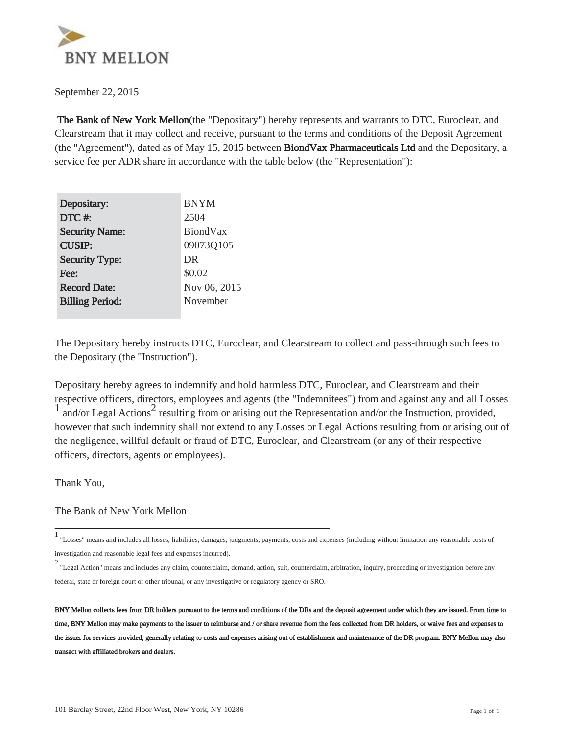BNY MELLON

September 22, 2015

**The Bank of New York Mellon**(the "Depositary") hereby represents and warrants to DTC, Euroclear, and Clearstream that it may collect and receive, pursuant to the terms and conditions of the Deposit Agreement (the "Agreement"), dated as of May 15, 2015 between **BiondVax Pharmaceuticals Ltd** and the Depositary, a service fee per ADR share in accordance with the table below (the "Representation"):

| | |
|---|---|
| **Depositary:** | BNYM |
| **DTC #:** | 2504 |
| **Security Name:** | BiondVax |
| **CUSIP:** | 09073Q105 |
| **Security Type:** | DR |
| **Fee:** | $0.02 |
| **Record Date:** | Nov 06, 2015 |
| **Billing Period:** | November |

The Depositary hereby instructs DTC, Euroclear, and Clearstream to collect and pass-through such fees to the Depositary (the "Instruction").

Depositary hereby agrees to indemnify and hold harmless DTC, Euroclear, and Clearstream and their respective officers, directors, employees and agents (the "Indemnitees") from and against any and all Losses [1] and/or Legal Actions[2] resulting from or arising out the Representation and/or the Instruction, provided, however that such indemnity shall not extend to any Losses or Legal Actions resulting from or arising out of the negligence, willful default or fraud of DTC, Euroclear, and Clearstream (or any of their respective officers, directors, agents or employees).

Thank You,

The Bank of New York Mellon

---

[1] "Losses" means and includes all losses, liabilities, damages, judgments, payments, costs and expenses (including without limitation any reasonable costs of investigation and reasonable legal fees and expenses incurred).

[2] "Legal Action" means and includes any claim, counterclaim, demand, action, suit, counterclaim, arbitration, inquiry, proceeding or investigation before any federal, state or foreign court or other tribunal, or any investigative or regulatory agency or SRO.

**BNY Mellon collects fees from DR holders pursuant to the terms and conditions of the DRs and the deposit agreement under which they are issued. From time to time, BNY Mellon may make payments to the issuer to reimburse and / or share revenue from the fees collected from DR holders, or waive fees and expenses to the issuer for services provided, generally relating to costs and expenses arising out of establishment and maintenance of the DR program. BNY Mellon may also transact with affiliated brokers and dealers.**

101 Barclay Street, 22nd Floor West, New York, NY 10286